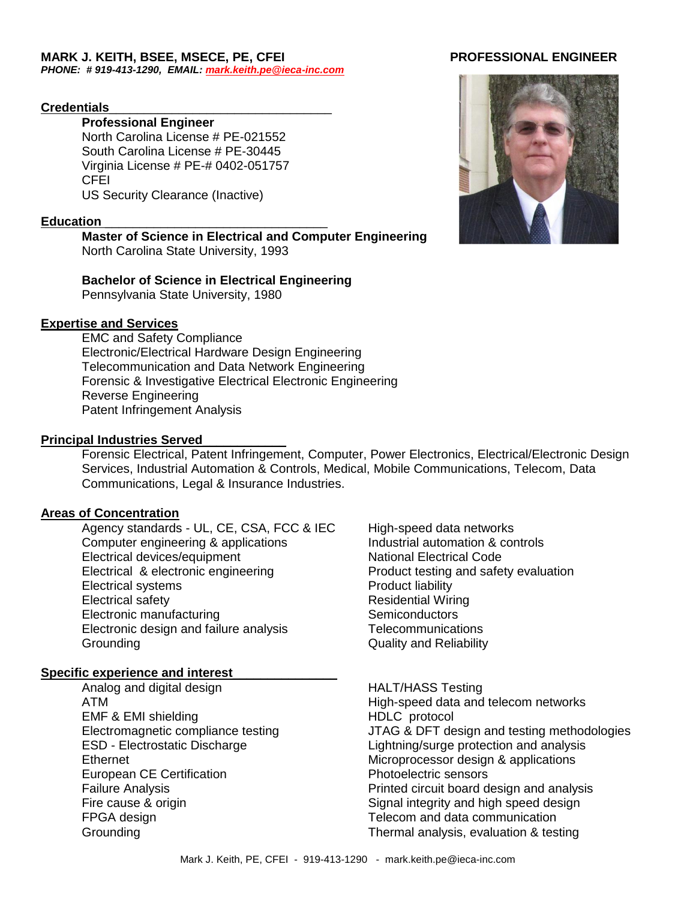**MARK J. KEITH, BSEE, MSECE, PE, CFEI** **PROFESSIONAL ENGINEER**

***PHONE: # 919-413-1290, EMAIL: mark.keith.pe@ieca-inc.com***

## Credentials

**Professional Engineer**
North Carolina License # PE-021552
South Carolina License # PE-30445
Virginia License # PE-# 0402-051757
CFEI
US Security Clearance (Inactive)

## Education

**Master of Science in Electrical and Computer Engineering**
North Carolina State University, 1993

**Bachelor of Science in Electrical Engineering**
Pennsylvania State University, 1980

## Expertise and Services

EMC and Safety Compliance
Electronic/Electrical Hardware Design Engineering
Telecommunication and Data Network Engineering
Forensic & Investigative Electrical Electronic Engineering
Reverse Engineering
Patent Infringement Analysis

## Principal Industries Served

Forensic Electrical, Patent Infringement, Computer, Power Electronics, Electrical/Electronic Design Services, Industrial Automation & Controls, Medical, Mobile Communications, Telecom, Data Communications, Legal & Insurance Industries.

## Areas of Concentration

- Agency standards - UL, CE, CSA, FCC & IEC
- Computer engineering & applications
- Electrical devices/equipment
- Electrical & electronic engineering
- Electrical systems
- Electrical safety
- Electronic manufacturing
- Electronic design and failure analysis
- Grounding
- High-speed data networks
- Industrial automation & controls
- National Electrical Code
- Product testing and safety evaluation
- Product liability
- Residential Wiring
- Semiconductors
- Telecommunications
- Quality and Reliability

## Specific experience and interest

- Analog and digital design
- ATM
- EMF & EMI shielding
- Electromagnetic compliance testing
- ESD - Electrostatic Discharge
- Ethernet
- European CE Certification
- Failure Analysis
- Fire cause & origin
- FPGA design
- Grounding
- HALT/HASS Testing
- High-speed data and telecom networks
- HDLC protocol
- JTAG & DFT design and testing methodologies
- Lightning/surge protection and analysis
- Microprocessor design & applications
- Photoelectric sensors
- Printed circuit board design and analysis
- Signal integrity and high speed design
- Telecom and data communication
- Thermal analysis, evaluation & testing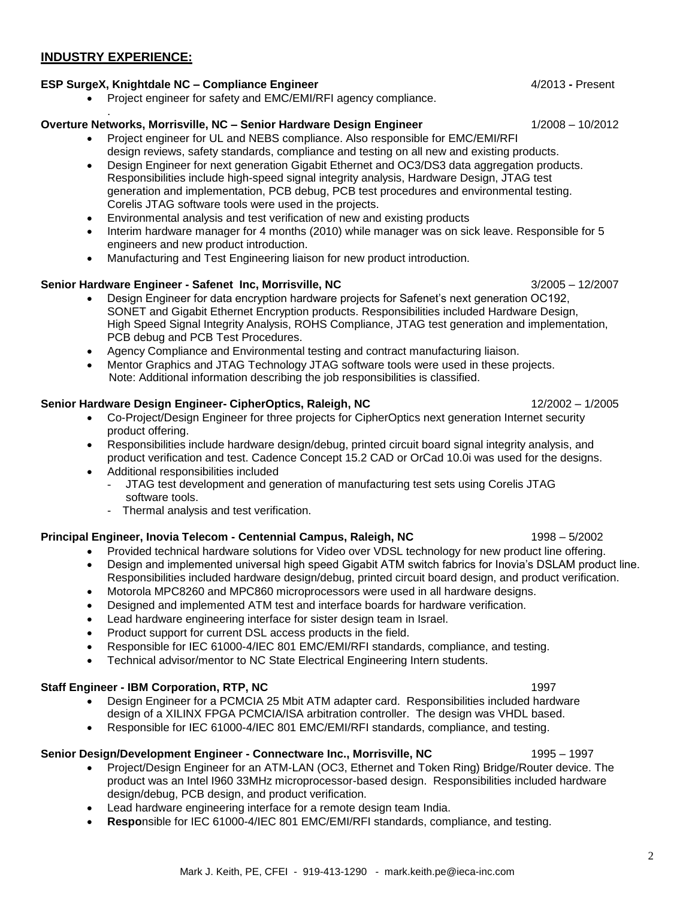## INDUSTRY EXPERIENCE:

**ESP SurgeX, Knightdale NC – Compliance Engineer** 4/2013 **-** Present

- Project engineer for safety and EMC/EMI/RFI agency compliance.

**Overture Networks, Morrisville, NC – Senior Hardware Design Engineer** 1/2008 – 10/2012

- Project engineer for UL and NEBS compliance. Also responsible for EMC/EMI/RFI design reviews, safety standards, compliance and testing on all new and existing products.
- Design Engineer for next generation Gigabit Ethernet and OC3/DS3 data aggregation products. Responsibilities include high-speed signal integrity analysis, Hardware Design, JTAG test generation and implementation, PCB debug, PCB test procedures and environmental testing. Corelis JTAG software tools were used in the projects.
- Environmental analysis and test verification of new and existing products
- Interim hardware manager for 4 months (2010) while manager was on sick leave. Responsible for 5 engineers and new product introduction.
- Manufacturing and Test Engineering liaison for new product introduction.

**Senior Hardware Engineer - Safenet Inc, Morrisville, NC** 3/2005 – 12/2007

- Design Engineer for data encryption hardware projects for Safenet's next generation OC192, SONET and Gigabit Ethernet Encryption products. Responsibilities included Hardware Design, High Speed Signal Integrity Analysis, ROHS Compliance, JTAG test generation and implementation, PCB debug and PCB Test Procedures.
- Agency Compliance and Environmental testing and contract manufacturing liaison.
- Mentor Graphics and JTAG Technology JTAG software tools were used in these projects. Note: Additional information describing the job responsibilities is classified.

**Senior Hardware Design Engineer- CipherOptics, Raleigh, NC** 12/2002 – 1/2005

- Co-Project/Design Engineer for three projects for CipherOptics next generation Internet security product offering.
- Responsibilities include hardware design/debug, printed circuit board signal integrity analysis, and product verification and test. Cadence Concept 15.2 CAD or OrCad 10.0i was used for the designs.
- Additional responsibilities included
  - JTAG test development and generation of manufacturing test sets using Corelis JTAG software tools.
  - Thermal analysis and test verification.

**Principal Engineer, Inovia Telecom - Centennial Campus, Raleigh, NC** 1998 – 5/2002

- Provided technical hardware solutions for Video over VDSL technology for new product line offering.
- Design and implemented universal high speed Gigabit ATM switch fabrics for Inovia's DSLAM product line. Responsibilities included hardware design/debug, printed circuit board design, and product verification.
- Motorola MPC8260 and MPC860 microprocessors were used in all hardware designs.
- Designed and implemented ATM test and interface boards for hardware verification.
- Lead hardware engineering interface for sister design team in Israel.
- Product support for current DSL access products in the field.
- Responsible for IEC 61000-4/IEC 801 EMC/EMI/RFI standards, compliance, and testing.
- Technical advisor/mentor to NC State Electrical Engineering Intern students.

**Staff Engineer - IBM Corporation, RTP, NC** 1997

- Design Engineer for a PCMCIA 25 Mbit ATM adapter card. Responsibilities included hardware design of a XILINX FPGA PCMCIA/ISA arbitration controller. The design was VHDL based.
- Responsible for IEC 61000-4/IEC 801 EMC/EMI/RFI standards, compliance, and testing.

**Senior Design/Development Engineer - Connectware Inc., Morrisville, NC** 1995 – 1997

- Project/Design Engineer for an ATM-LAN (OC3, Ethernet and Token Ring) Bridge/Router device. The product was an Intel I960 33MHz microprocessor-based design. Responsibilities included hardware design/debug, PCB design, and product verification.
- Lead hardware engineering interface for a remote design team India.
- **Respo**nsible for IEC 61000-4/IEC 801 EMC/EMI/RFI standards, compliance, and testing.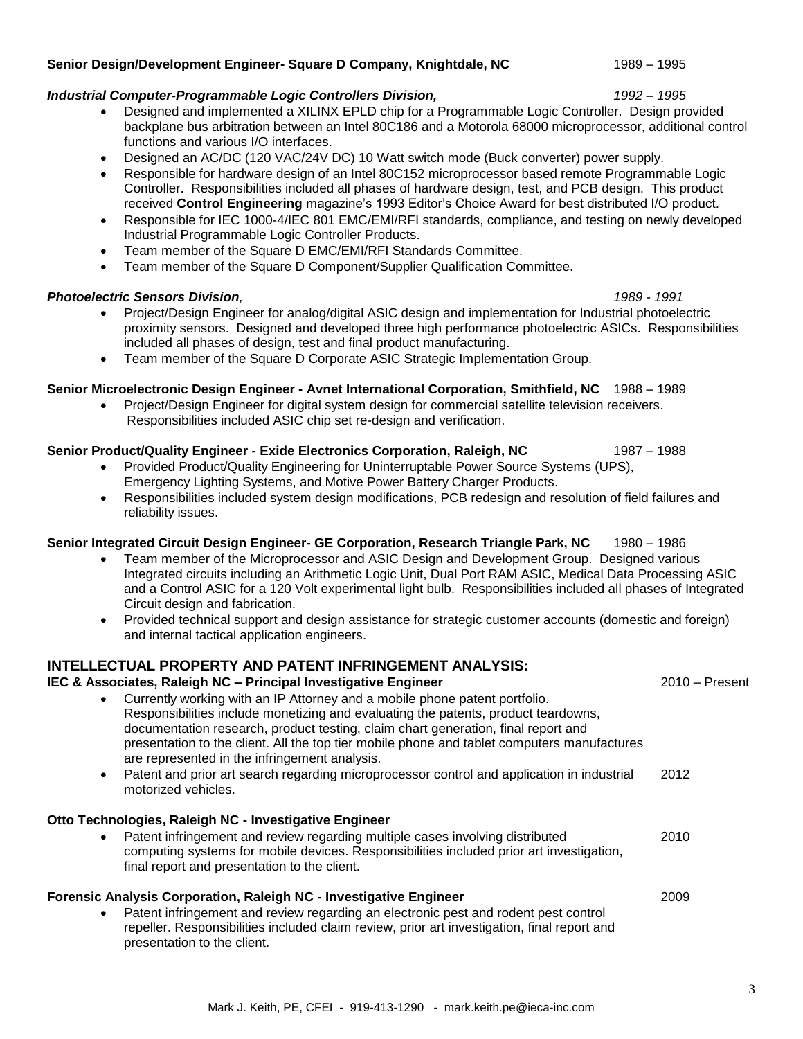**Senior Design/Development Engineer- Square D Company, Knightdale, NC** 1989 – 1995

***Industrial Computer-Programmable Logic Controllers Division,*** *1992 – 1995*

- Designed and implemented a XILINX EPLD chip for a Programmable Logic Controller. Design provided backplane bus arbitration between an Intel 80C186 and a Motorola 68000 microprocessor, additional control functions and various I/O interfaces.
- Designed an AC/DC (120 VAC/24V DC) 10 Watt switch mode (Buck converter) power supply.
- Responsible for hardware design of an Intel 80C152 microprocessor based remote Programmable Logic Controller. Responsibilities included all phases of hardware design, test, and PCB design. This product received **Control Engineering** magazine's 1993 Editor's Choice Award for best distributed I/O product.
- Responsible for IEC 1000-4/IEC 801 EMC/EMI/RFI standards, compliance, and testing on newly developed Industrial Programmable Logic Controller Products.
- Team member of the Square D EMC/EMI/RFI Standards Committee.
- Team member of the Square D Component/Supplier Qualification Committee.

***Photoelectric Sensors Division**,* *1989 - 1991*

- Project/Design Engineer for analog/digital ASIC design and implementation for Industrial photoelectric proximity sensors. Designed and developed three high performance photoelectric ASICs. Responsibilities included all phases of design, test and final product manufacturing.
- Team member of the Square D Corporate ASIC Strategic Implementation Group.

**Senior Microelectronic Design Engineer - Avnet International Corporation, Smithfield, NC** 1988 – 1989

- Project/Design Engineer for digital system design for commercial satellite television receivers. Responsibilities included ASIC chip set re-design and verification.

**Senior Product/Quality Engineer - Exide Electronics Corporation, Raleigh, NC** 1987 – 1988

- Provided Product/Quality Engineering for Uninterruptable Power Source Systems (UPS), Emergency Lighting Systems, and Motive Power Battery Charger Products.
- Responsibilities included system design modifications, PCB redesign and resolution of field failures and reliability issues.

**Senior Integrated Circuit Design Engineer- GE Corporation, Research Triangle Park, NC** 1980 – 1986

- Team member of the Microprocessor and ASIC Design and Development Group. Designed various Integrated circuits including an Arithmetic Logic Unit, Dual Port RAM ASIC, Medical Data Processing ASIC and a Control ASIC for a 120 Volt experimental light bulb. Responsibilities included all phases of Integrated Circuit design and fabrication.
- Provided technical support and design assistance for strategic customer accounts (domestic and foreign) and internal tactical application engineers.

## INTELLECTUAL PROPERTY AND PATENT INFRINGEMENT ANALYSIS:

**IEC & Associates, Raleigh NC – Principal Investigative Engineer** 2010 – Present

- Currently working with an IP Attorney and a mobile phone patent portfolio. Responsibilities include monetizing and evaluating the patents, product teardowns, documentation research, product testing, claim chart generation, final report and presentation to the client. All the top tier mobile phone and tablet computers manufactures are represented in the infringement analysis.
- Patent and prior art search regarding microprocessor control and application in industrial motorized vehicles. 2012

**Otto Technologies, Raleigh NC - Investigative Engineer**

- Patent infringement and review regarding multiple cases involving distributed computing systems for mobile devices. Responsibilities included prior art investigation, final report and presentation to the client. 2010

**Forensic Analysis Corporation, Raleigh NC - Investigative Engineer** 2009

- Patent infringement and review regarding an electronic pest and rodent pest control repeller. Responsibilities included claim review, prior art investigation, final report and presentation to the client.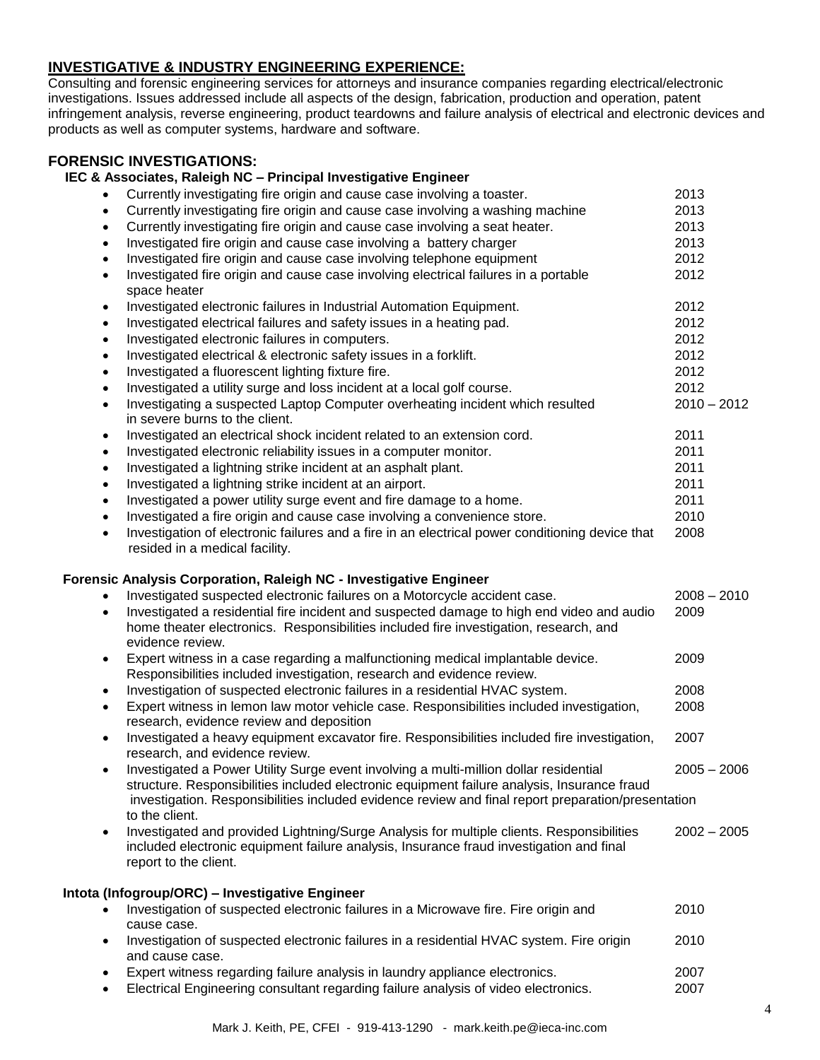## INVESTIGATIVE & INDUSTRY ENGINEERING EXPERIENCE:

Consulting and forensic engineering services for attorneys and insurance companies regarding electrical/electronic investigations. Issues addressed include all aspects of the design, fabrication, production and operation, patent infringement analysis, reverse engineering, product teardowns and failure analysis of electrical and electronic devices and products as well as computer systems, hardware and software.

## FORENSIC INVESTIGATIONS:

### IEC & Associates, Raleigh NC – Principal Investigative Engineer

- Currently investigating fire origin and cause case involving a toaster. — 2013
- Currently investigating fire origin and cause case involving a washing machine — 2013
- Currently investigating fire origin and cause case involving a seat heater. — 2013
- Investigated fire origin and cause case involving a battery charger — 2013
- Investigated fire origin and cause case involving telephone equipment — 2012
- Investigated fire origin and cause case involving electrical failures in a portable space heater — 2012
- Investigated electronic failures in Industrial Automation Equipment. — 2012
- Investigated electrical failures and safety issues in a heating pad. — 2012
- Investigated electronic failures in computers. — 2012
- Investigated electrical & electronic safety issues in a forklift. — 2012
- Investigated a fluorescent lighting fixture fire. — 2012
- Investigated a utility surge and loss incident at a local golf course. — 2012
- Investigating a suspected Laptop Computer overheating incident which resulted in severe burns to the client. — 2010 – 2012
- Investigated an electrical shock incident related to an extension cord. — 2011
- Investigated electronic reliability issues in a computer monitor. — 2011
- Investigated a lightning strike incident at an asphalt plant. — 2011
- Investigated a lightning strike incident at an airport. — 2011
- Investigated a power utility surge event and fire damage to a home. — 2011
- Investigated a fire origin and cause case involving a convenience store. — 2010
- Investigation of electronic failures and a fire in an electrical power conditioning device that resided in a medical facility. — 2008

### Forensic Analysis Corporation, Raleigh NC - Investigative Engineer

- Investigated suspected electronic failures on a Motorcycle accident case. — 2008 – 2010
- Investigated a residential fire incident and suspected damage to high end video and audio home theater electronics. Responsibilities included fire investigation, research, and evidence review. — 2009
- Expert witness in a case regarding a malfunctioning medical implantable device. Responsibilities included investigation, research and evidence review. — 2009
- Investigation of suspected electronic failures in a residential HVAC system. — 2008
- Expert witness in lemon law motor vehicle case. Responsibilities included investigation, research, evidence review and deposition — 2008
- Investigated a heavy equipment excavator fire. Responsibilities included fire investigation, research, and evidence review. — 2007
- Investigated a Power Utility Surge event involving a multi-million dollar residential structure. Responsibilities included electronic equipment failure analysis, Insurance fraud investigation. Responsibilities included evidence review and final report preparation/presentation to the client. — 2005 – 2006
- Investigated and provided Lightning/Surge Analysis for multiple clients. Responsibilities included electronic equipment failure analysis, Insurance fraud investigation and final report to the client. — 2002 – 2005

### Intota (Infogroup/ORC) – Investigative Engineer

- Investigation of suspected electronic failures in a Microwave fire. Fire origin and cause case. — 2010
- Investigation of suspected electronic failures in a residential HVAC system. Fire origin and cause case. — 2010
- Expert witness regarding failure analysis in laundry appliance electronics. — 2007
- Electrical Engineering consultant regarding failure analysis of video electronics. — 2007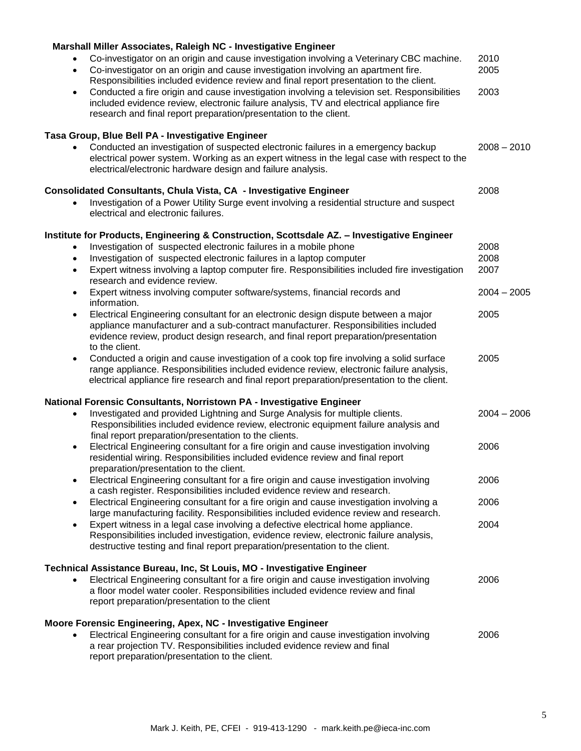**Marshall Miller Associates, Raleigh NC - Investigative Engineer**

- Co-investigator on an origin and cause investigation involving a Veterinary CBC machine. 2010
- Co-investigator on an origin and cause investigation involving an apartment fire. Responsibilities included evidence review and final report presentation to the client. 2005
- Conducted a fire origin and cause investigation involving a television set. Responsibilities included evidence review, electronic failure analysis, TV and electrical appliance fire research and final report preparation/presentation to the client. 2003

**Tasa Group, Blue Bell PA - Investigative Engineer**

- Conducted an investigation of suspected electronic failures in a emergency backup electrical power system. Working as an expert witness in the legal case with respect to the electrical/electronic hardware design and failure analysis. 2008 – 2010

**Consolidated Consultants, Chula Vista, CA - Investigative Engineer** 2008

- Investigation of a Power Utility Surge event involving a residential structure and suspect electrical and electronic failures.

**Institute for Products, Engineering & Construction, Scottsdale AZ. – Investigative Engineer**

- Investigation of suspected electronic failures in a mobile phone 2008
- Investigation of suspected electronic failures in a laptop computer 2008
- Expert witness involving a laptop computer fire. Responsibilities included fire investigation research and evidence review. 2007
- Expert witness involving computer software/systems, financial records and information. 2004 – 2005
- Electrical Engineering consultant for an electronic design dispute between a major appliance manufacturer and a sub-contract manufacturer. Responsibilities included evidence review, product design research, and final report preparation/presentation to the client. 2005
- Conducted a origin and cause investigation of a cook top fire involving a solid surface range appliance. Responsibilities included evidence review, electronic failure analysis, electrical appliance fire research and final report preparation/presentation to the client. 2005

**National Forensic Consultants, Norristown PA - Investigative Engineer**

- Investigated and provided Lightning and Surge Analysis for multiple clients. Responsibilities included evidence review, electronic equipment failure analysis and final report preparation/presentation to the clients. 2004 – 2006
- Electrical Engineering consultant for a fire origin and cause investigation involving residential wiring. Responsibilities included evidence review and final report preparation/presentation to the client. 2006
- Electrical Engineering consultant for a fire origin and cause investigation involving a cash register. Responsibilities included evidence review and research. 2006
- Electrical Engineering consultant for a fire origin and cause investigation involving a large manufacturing facility. Responsibilities included evidence review and research. 2006
- Expert witness in a legal case involving a defective electrical home appliance. Responsibilities included investigation, evidence review, electronic failure analysis, destructive testing and final report preparation/presentation to the client. 2004

**Technical Assistance Bureau, Inc, St Louis, MO - Investigative Engineer**

- Electrical Engineering consultant for a fire origin and cause investigation involving a floor model water cooler. Responsibilities included evidence review and final report preparation/presentation to the client 2006

**Moore Forensic Engineering, Apex, NC - Investigative Engineer**

- Electrical Engineering consultant for a fire origin and cause investigation involving a rear projection TV. Responsibilities included evidence review and final report preparation/presentation to the client. 2006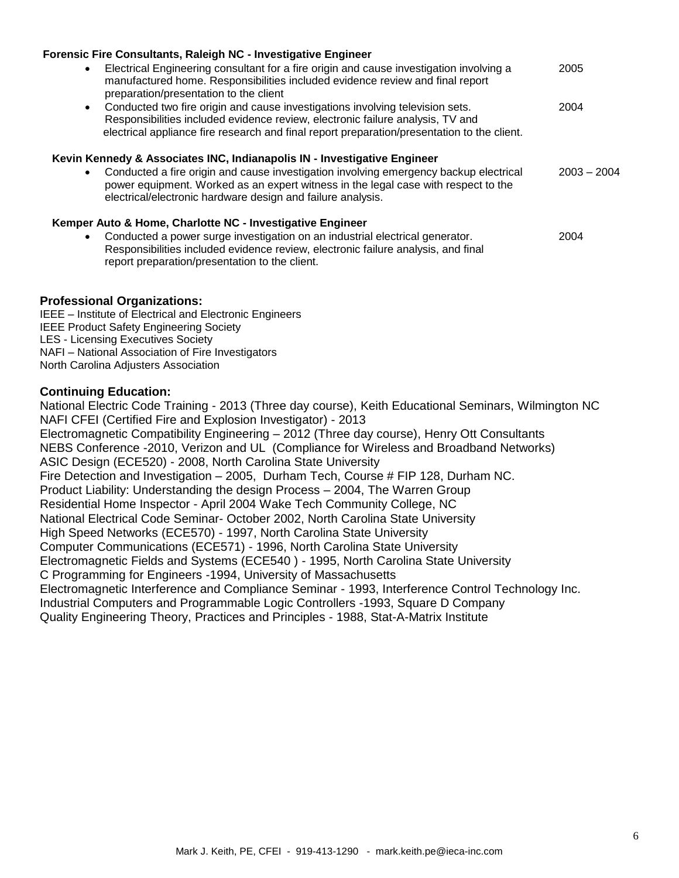**Forensic Fire Consultants, Raleigh NC - Investigative Engineer**

- Electrical Engineering consultant for a fire origin and cause investigation involving a manufactured home. Responsibilities included evidence review and final report preparation/presentation to the client — 2005
- Conducted two fire origin and cause investigations involving television sets. Responsibilities included evidence review, electronic failure analysis, TV and electrical appliance fire research and final report preparation/presentation to the client. — 2004

**Kevin Kennedy & Associates INC, Indianapolis IN - Investigative Engineer**

- Conducted a fire origin and cause investigation involving emergency backup electrical power equipment. Worked as an expert witness in the legal case with respect to the electrical/electronic hardware design and failure analysis. — 2003 – 2004

**Kemper Auto & Home, Charlotte NC - Investigative Engineer**

- Conducted a power surge investigation on an industrial electrical generator. Responsibilities included evidence review, electronic failure analysis, and final report preparation/presentation to the client. — 2004

## Professional Organizations:

IEEE – Institute of Electrical and Electronic Engineers
IEEE Product Safety Engineering Society
LES - Licensing Executives Society
NAFI – National Association of Fire Investigators
North Carolina Adjusters Association

## Continuing Education:

National Electric Code Training - 2013 (Three day course), Keith Educational Seminars, Wilmington NC
NAFI CFEI (Certified Fire and Explosion Investigator) - 2013
Electromagnetic Compatibility Engineering – 2012 (Three day course), Henry Ott Consultants
NEBS Conference -2010, Verizon and UL (Compliance for Wireless and Broadband Networks)
ASIC Design (ECE520) - 2008, North Carolina State University
Fire Detection and Investigation – 2005, Durham Tech, Course # FIP 128, Durham NC.
Product Liability: Understanding the design Process – 2004, The Warren Group
Residential Home Inspector - April 2004 Wake Tech Community College, NC
National Electrical Code Seminar- October 2002, North Carolina State University
High Speed Networks (ECE570) - 1997, North Carolina State University
Computer Communications (ECE571) - 1996, North Carolina State University
Electromagnetic Fields and Systems (ECE540 ) - 1995, North Carolina State University
C Programming for Engineers -1994, University of Massachusetts
Electromagnetic Interference and Compliance Seminar - 1993, Interference Control Technology Inc.
Industrial Computers and Programmable Logic Controllers -1993, Square D Company
Quality Engineering Theory, Practices and Principles - 1988, Stat-A-Matrix Institute